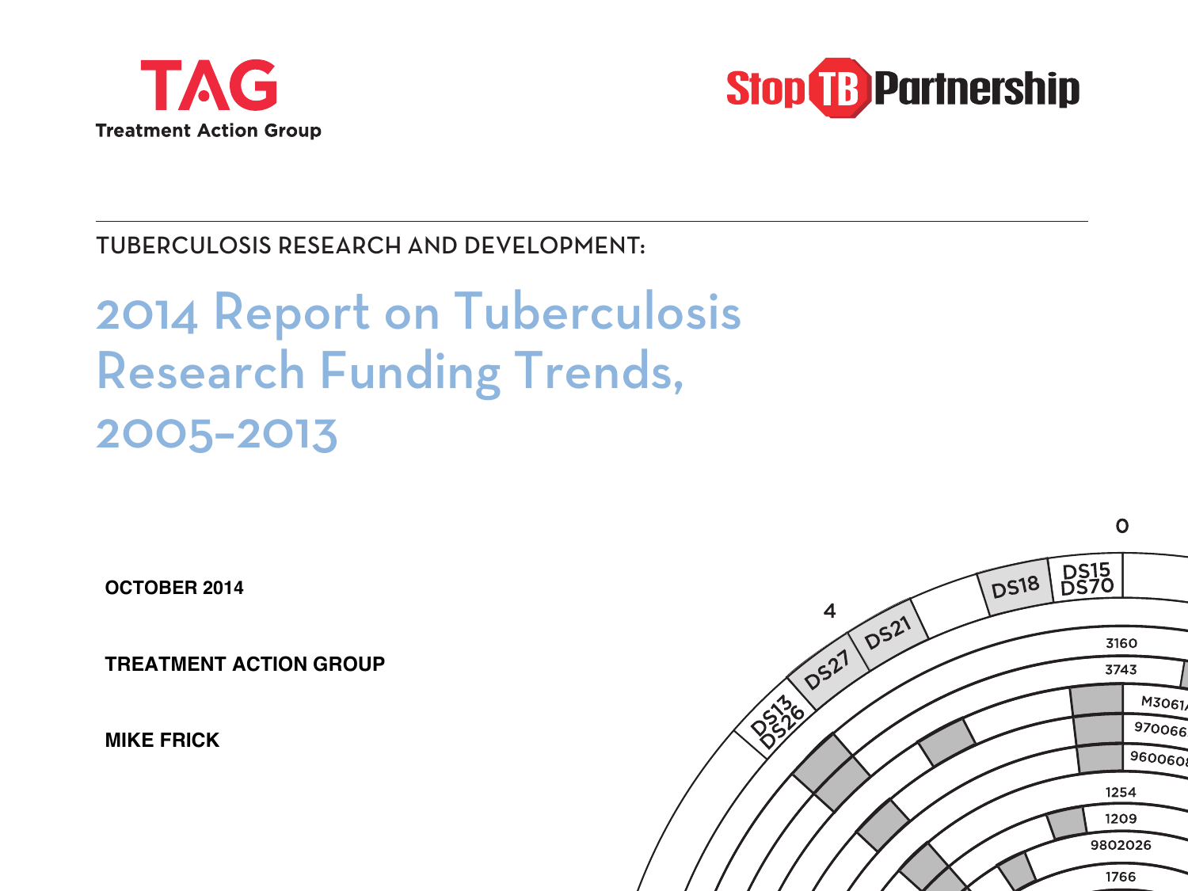TAG

Treatment Action Group

Stop TB Partnership

TUBERCULOSIS RESEARCH AND DEVELOPMENT:

# 2014 Report on Tuberculosis Research Funding Trends, 2005–2013

**OCTOBER 2014**

**TREATMENT ACTION GROUP**

**MIKE FRICK**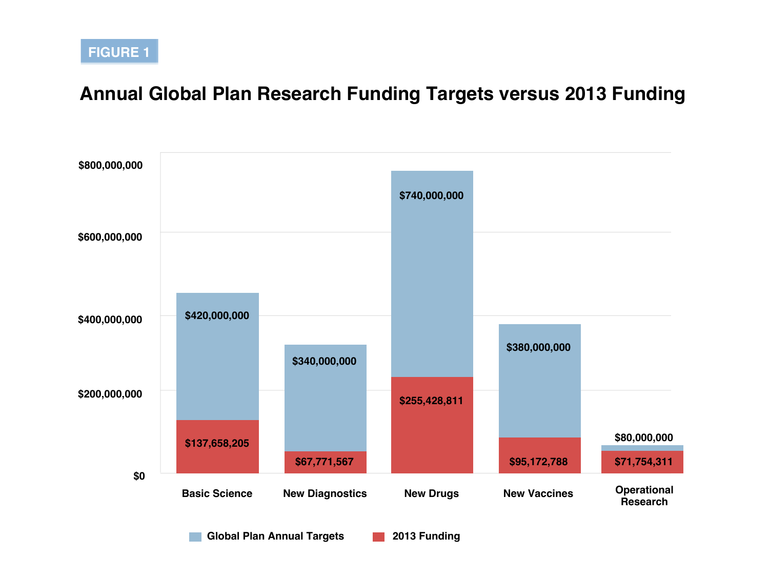FIGURE 1

## Annual Global Plan Research Funding Targets versus 2013 Funding

| Category | Global Plan Annual Targets | 2013 Funding |
| --- | --- | --- |
| Basic Science | $420,000,000 | $137,658,205 |
| New Diagnostics | $340,000,000 | $67,771,567 |
| New Drugs | $740,000,000 | $255,428,811 |
| New Vaccines | $380,000,000 | $95,172,788 |
| Operational Research | $80,000,000 | $71,754,311 |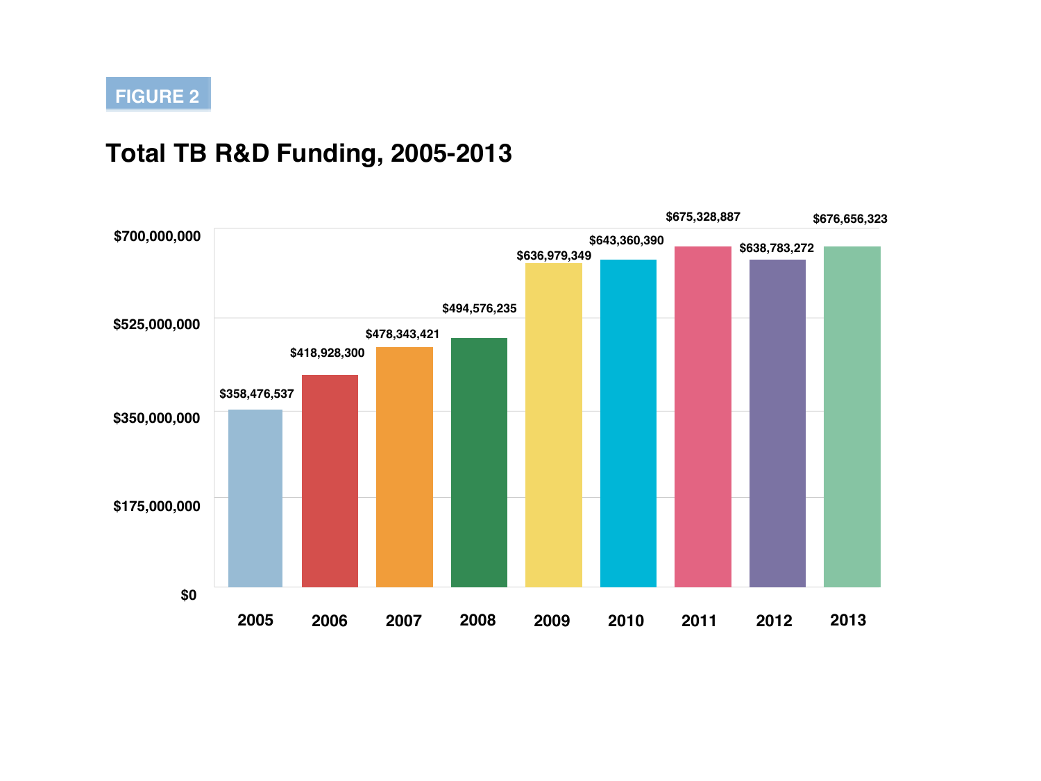FIGURE 2

## Total TB R&D Funding, 2005-2013

| Year | Total TB R&D Funding |
|---|---|
| 2005 | $358,476,537 |
| 2006 | $418,928,300 |
| 2007 | $478,343,421 |
| 2008 | $494,576,235 |
| 2009 | $636,979,349 |
| 2010 | $643,360,390 |
| 2011 | $675,328,887 |
| 2012 | $638,783,272 |
| 2013 | $676,656,323 |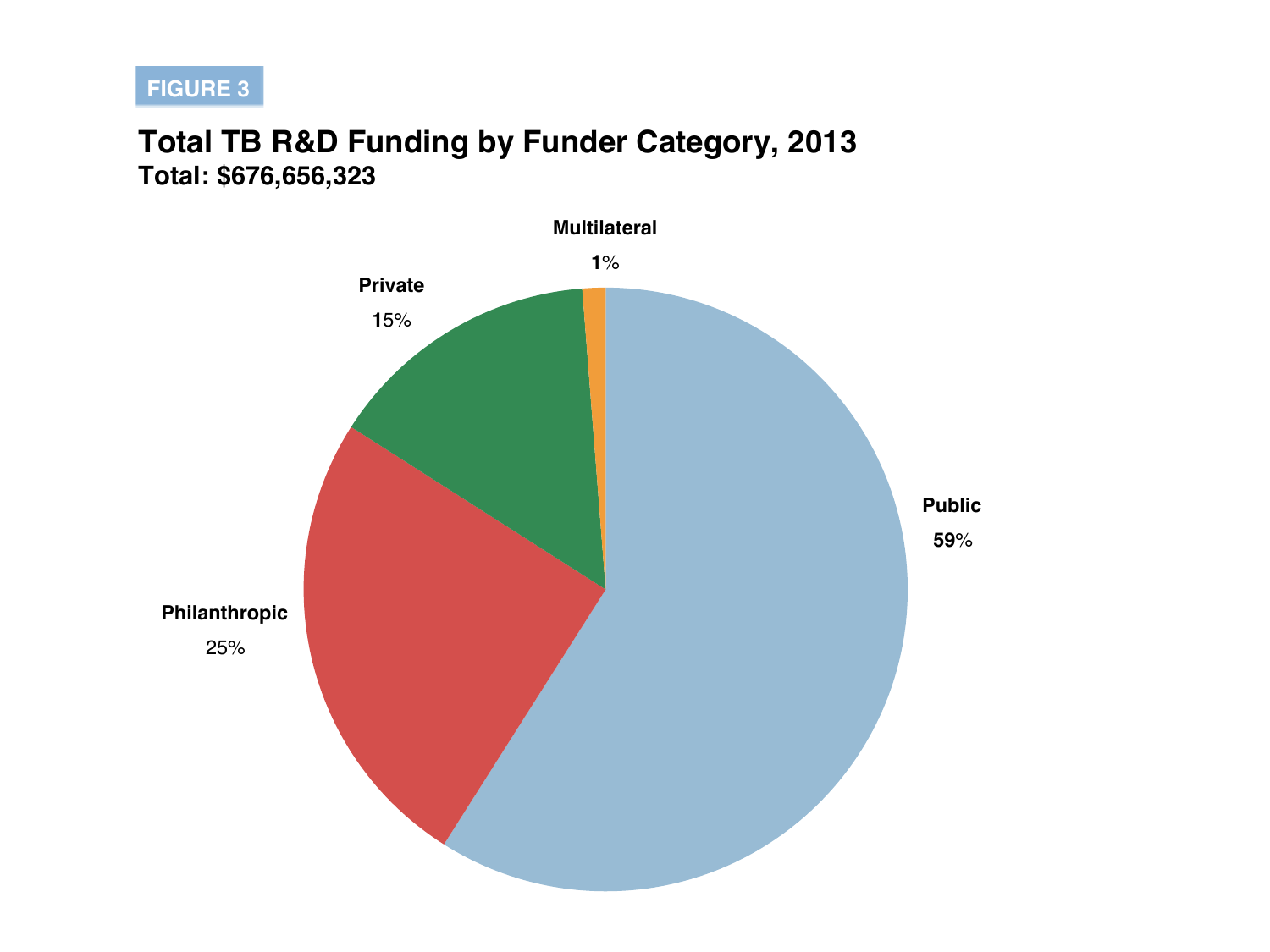FIGURE 3

## Total TB R&D Funding by Funder Category, 2013

**Total: $676,656,323**

Multilateral

1%

Private

15%

Public

59%

Philanthropic

25%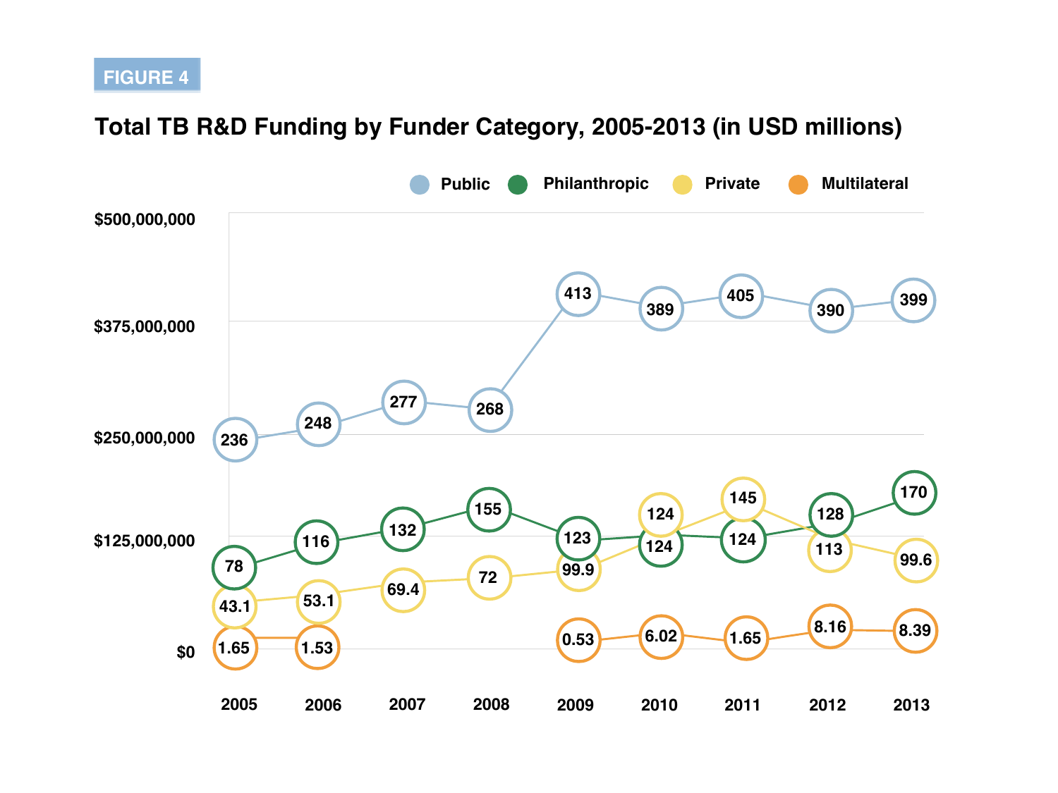FIGURE 4

## Total TB R&D Funding by Funder Category, 2005-2013 (in USD millions)

| Year | Public | Philanthropic | Private | Multilateral |
|---|---|---|---|---|
| 2005 | 236 | 78 | 43.1 | 1.65 |
| 2006 | 248 | 116 | 53.1 | 1.53 |
| 2007 | 277 | 132 | 69.4 | |
| 2008 | 268 | 155 | 72 | |
| 2009 | 413 | 123 | 99.9 | 0.53 |
| 2010 | 389 | 124 | 124 | 6.02 |
| 2011 | 405 | 124 | 145 | 1.65 |
| 2012 | 390 | 128 | 113 | 8.16 |
| 2013 | 399 | 170 | 99.6 | 8.39 |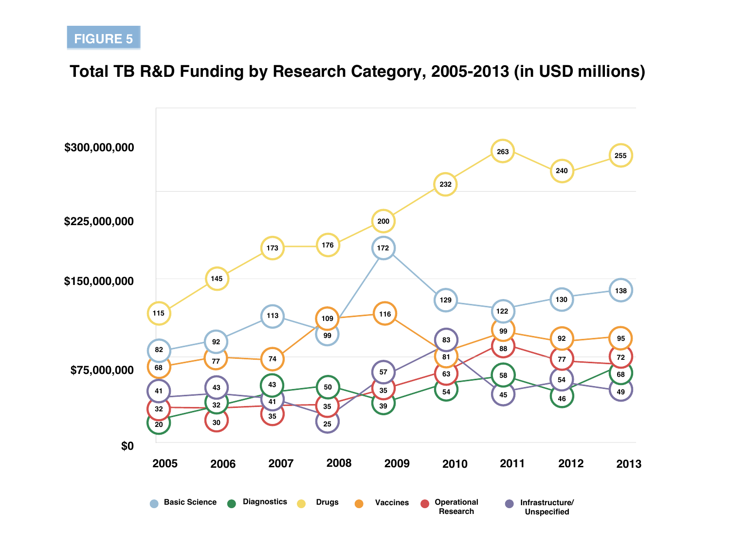FIGURE 5

## Total TB R&D Funding by Research Category, 2005-2013 (in USD millions)

| Year | Basic Science | Diagnostics | Drugs | Vaccines | Operational Research | Infrastructure/ Unspecified |
|---|---|---|---|---|---|---|
| 2005 | 82 | 20 | 115 | 68 | 32 | 41 |
| 2006 | 92 | 32 | 145 | 77 | 30 | 43 |
| 2007 | 113 | 43 | 173 | 74 | 35 | 41 |
| 2008 | 99 | 50 | 176 | 109 | 35 | 25 |
| 2009 | 172 | 39 | 200 | 116 | 35 | 57 |
| 2010 | 129 | 54 | 232 | 81 | 63 | 83 |
| 2011 | 122 | 58 | 263 | 99 | 88 | 45 |
| 2012 | 130 | 46 | 240 | 92 | 77 | 54 |
| 2013 | 138 | 68 | 255 | 95 | 72 | 49 |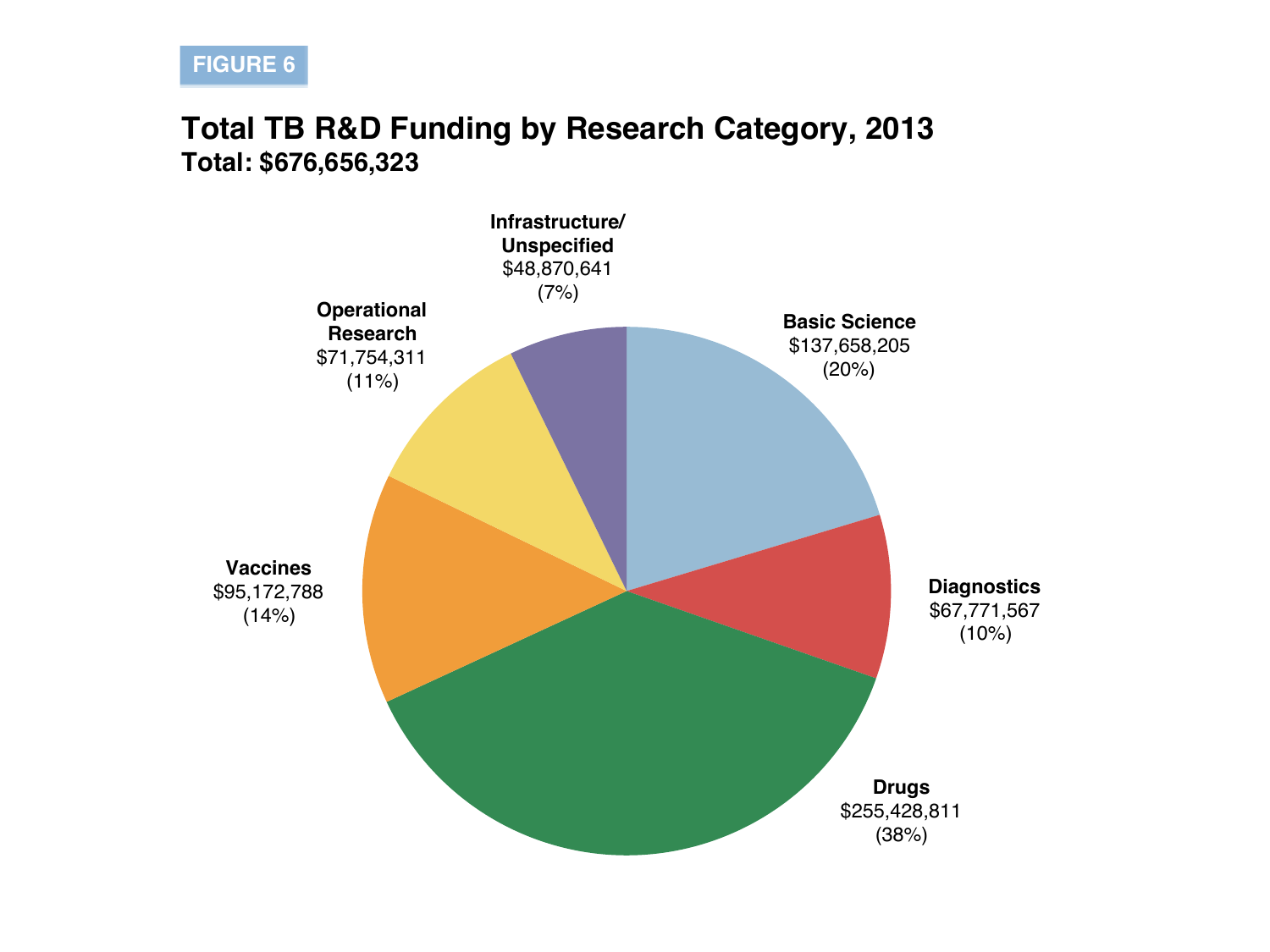FIGURE 6

## Total TB R&D Funding by Research Category, 2013

**Total: $676,656,323**

**Infrastructure/ Unspecified**
$48,870,641
(7%)

**Basic Science**
$137,658,205
(20%)

**Operational Research**
$71,754,311
(11%)

**Diagnostics**
$67,771,567
(10%)

**Vaccines**
$95,172,788
(14%)

**Drugs**
$255,428,811
(38%)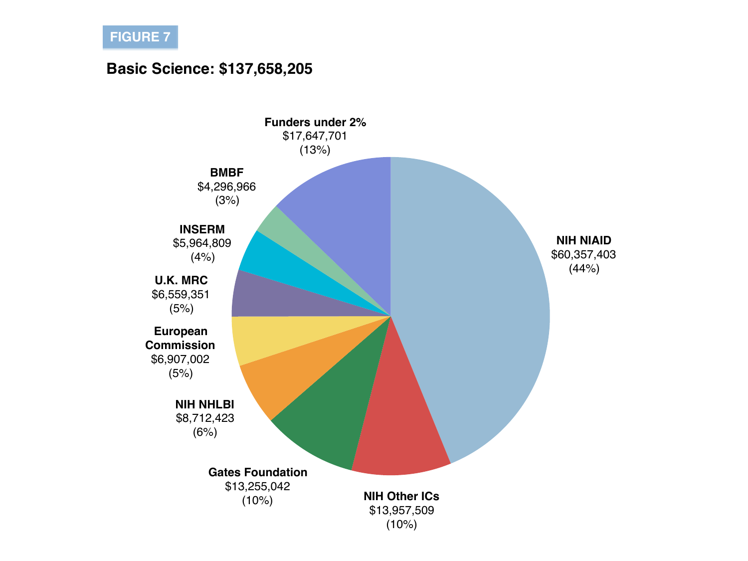FIGURE 7

**Basic Science: $137,658,205**

| Funder | Amount | Percent |
|---|---|---|
| NIH NIAID | $60,357,403 | (44%) |
| NIH Other ICs | $13,957,509 | (10%) |
| Gates Foundation | $13,255,042 | (10%) |
| NIH NHLBI | $8,712,423 | (6%) |
| European Commission | $6,907,002 | (5%) |
| U.K. MRC | $6,559,351 | (5%) |
| INSERM | $5,964,809 | (4%) |
| BMBF | $4,296,966 | (3%) |
| Funders under 2% | $17,647,701 | (13%) |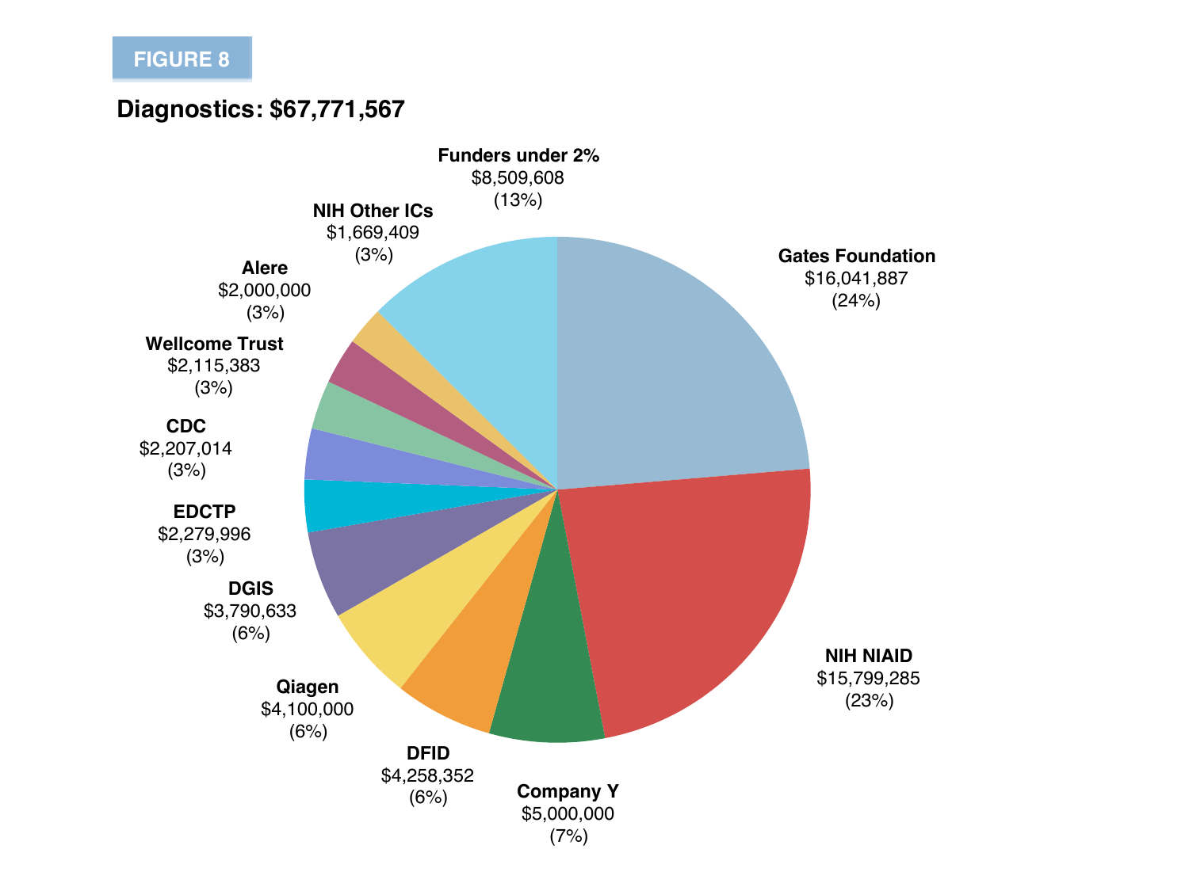FIGURE 8

**Diagnostics: $67,771,567**

| Funder | Amount | Percentage |
|---|---|---|
| Gates Foundation | $16,041,887 | (24%) |
| NIH NIAID | $15,799,285 | (23%) |
| Company Y | $5,000,000 | (7%) |
| DFID | $4,258,352 | (6%) |
| Qiagen | $4,100,000 | (6%) |
| DGIS | $3,790,633 | (6%) |
| EDCTP | $2,279,996 | (3%) |
| CDC | $2,207,014 | (3%) |
| Wellcome Trust | $2,115,383 | (3%) |
| Alere | $2,000,000 | (3%) |
| NIH Other ICs | $1,669,409 | (3%) |
| Funders under 2% | $8,509,608 | (13%) |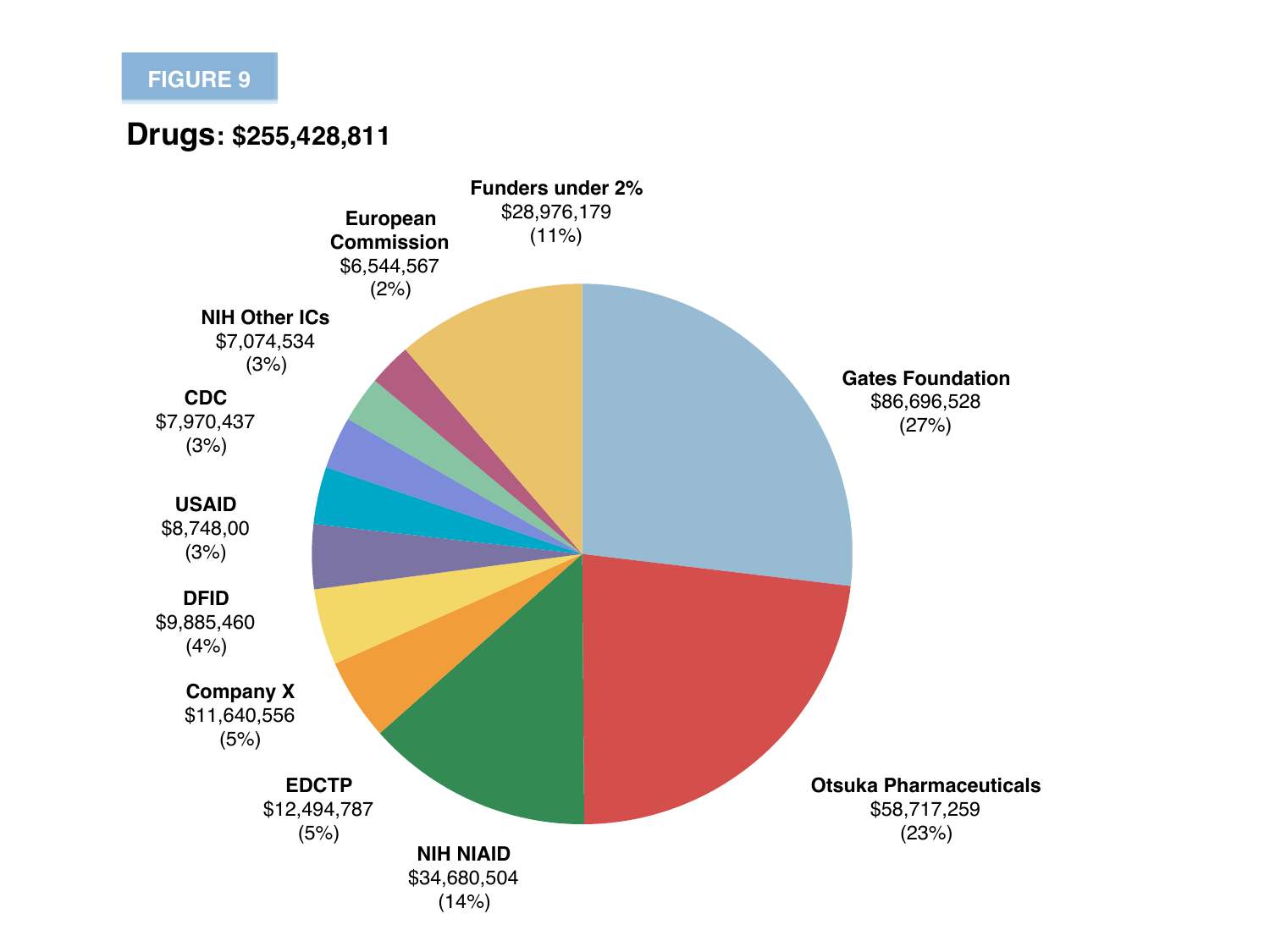FIGURE 9

**Drugs: $255,428,811**

| Funder | Amount | Share |
|---|---|---|
| Gates Foundation | $86,696,528 | (27%) |
| Otsuka Pharmaceuticals | $58,717,259 | (23%) |
| NIH NIAID | $34,680,504 | (14%) |
| EDCTP | $12,494,787 | (5%) |
| Company X | $11,640,556 | (5%) |
| DFID | $9,885,460 | (4%) |
| USAID | $8,748,00 | (3%) |
| CDC | $7,970,437 | (3%) |
| NIH Other ICs | $7,074,534 | (3%) |
| European Commission | $6,544,567 | (2%) |
| Funders under 2% | $28,976,179 | (11%) |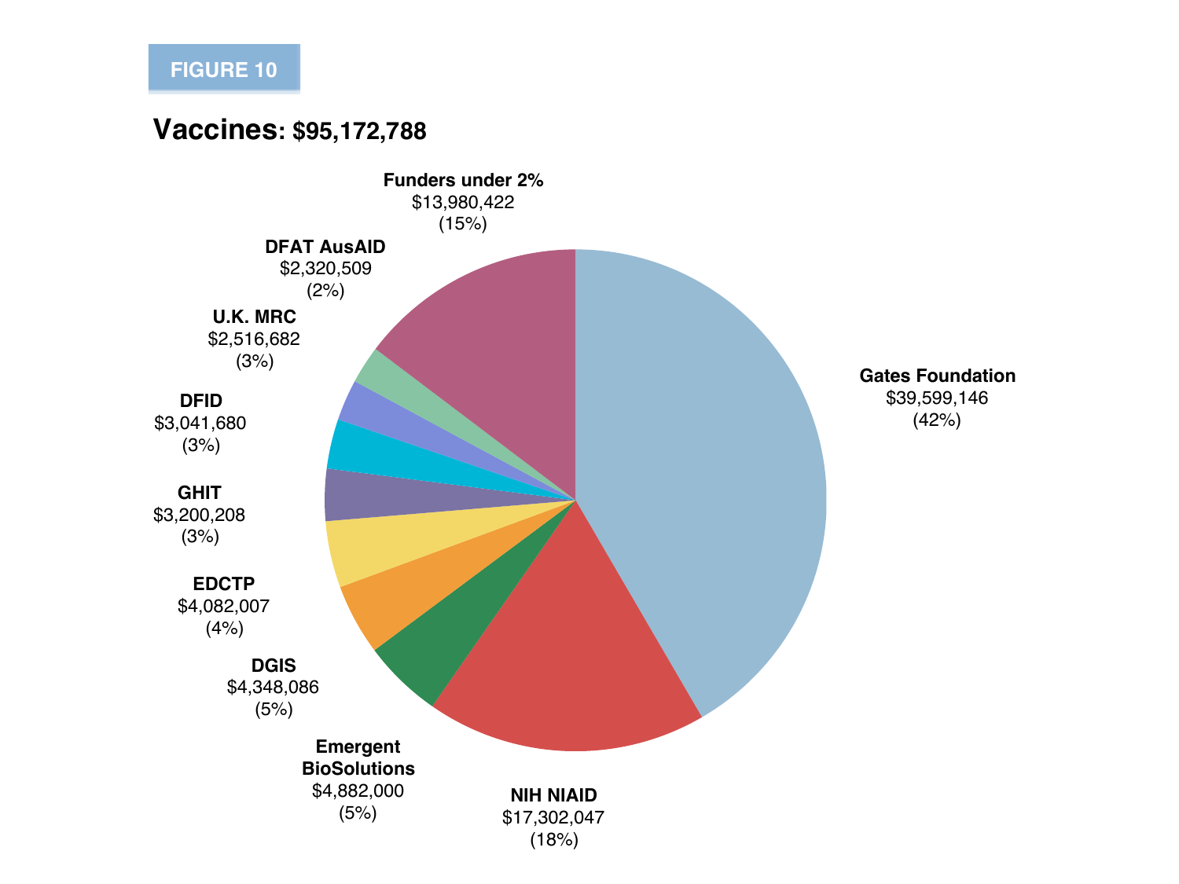FIGURE 10

## Vaccines: $95,172,788

| Funder | Amount | Share |
|---|---|---|
| Gates Foundation | $39,599,146 | (42%) |
| NIH NIAID | $17,302,047 | (18%) |
| Emergent BioSolutions | $4,882,000 | (5%) |
| DGIS | $4,348,086 | (5%) |
| EDCTP | $4,082,007 | (4%) |
| GHIT | $3,200,208 | (3%) |
| DFID | $3,041,680 | (3%) |
| U.K. MRC | $2,516,682 | (3%) |
| DFAT AusAID | $2,320,509 | (2%) |
| Funders under 2% | $13,980,422 | (15%) |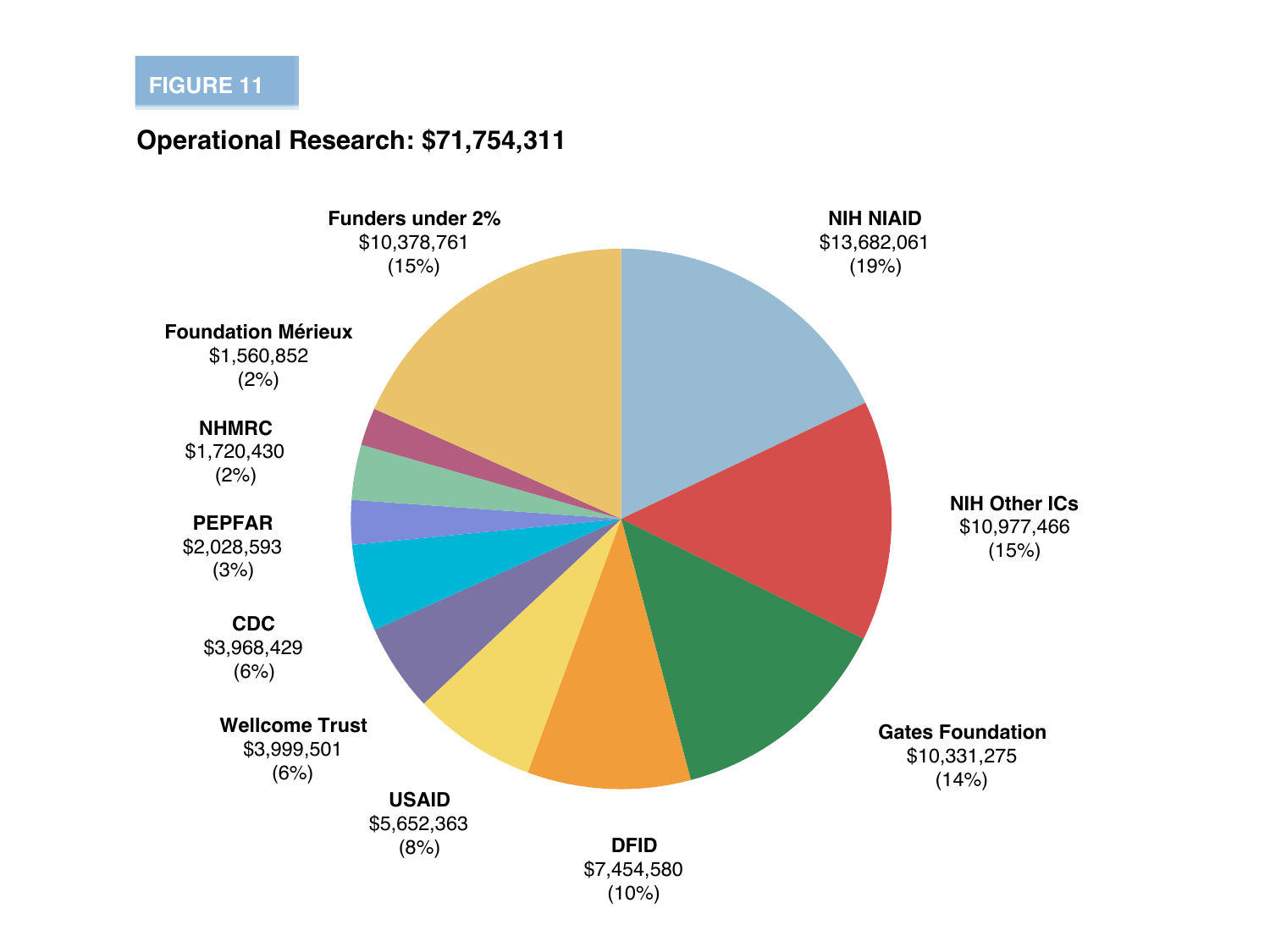FIGURE 11

## Operational Research: $71,754,311

| Funder | Amount | Percentage |
|---|---|---|
| NIH NIAID | $13,682,061 | (19%) |
| NIH Other ICs | $10,977,466 | (15%) |
| Gates Foundation | $10,331,275 | (14%) |
| DFID | $7,454,580 | (10%) |
| USAID | $5,652,363 | (8%) |
| Wellcome Trust | $3,999,501 | (6%) |
| CDC | $3,968,429 | (6%) |
| PEPFAR | $2,028,593 | (3%) |
| NHMRC | $1,720,430 | (2%) |
| Foundation Mérieux | $1,560,852 | (2%) |
| Funders under 2% | $10,378,761 | (15%) |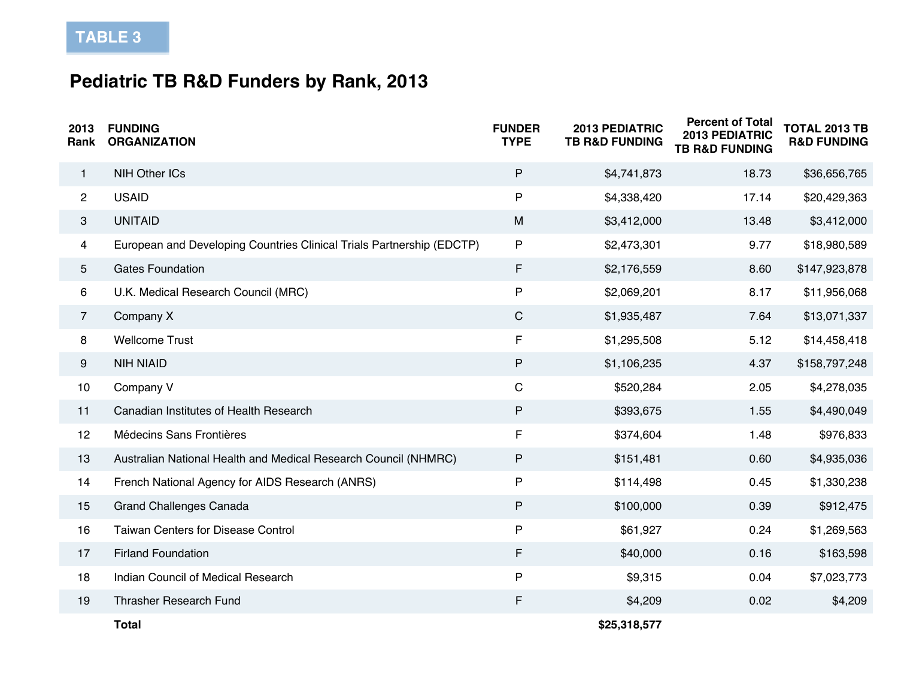TABLE 3

## Pediatric TB R&D Funders by Rank, 2013

| 2013 Rank | FUNDING ORGANIZATION | FUNDER TYPE | 2013 PEDIATRIC TB R&D FUNDING | Percent of Total 2013 PEDIATRIC TB R&D FUNDING | TOTAL 2013 TB R&D FUNDING |
|---|---|---|---|---|---|
| 1 | NIH Other ICs | P | $4,741,873 | 18.73 | $36,656,765 |
| 2 | USAID | P | $4,338,420 | 17.14 | $20,429,363 |
| 3 | UNITAID | M | $3,412,000 | 13.48 | $3,412,000 |
| 4 | European and Developing Countries Clinical Trials Partnership (EDCTP) | P | $2,473,301 | 9.77 | $18,980,589 |
| 5 | Gates Foundation | F | $2,176,559 | 8.60 | $147,923,878 |
| 6 | U.K. Medical Research Council (MRC) | P | $2,069,201 | 8.17 | $11,956,068 |
| 7 | Company X | C | $1,935,487 | 7.64 | $13,071,337 |
| 8 | Wellcome Trust | F | $1,295,508 | 5.12 | $14,458,418 |
| 9 | NIH NIAID | P | $1,106,235 | 4.37 | $158,797,248 |
| 10 | Company V | C | $520,284 | 2.05 | $4,278,035 |
| 11 | Canadian Institutes of Health Research | P | $393,675 | 1.55 | $4,490,049 |
| 12 | Médecins Sans Frontières | F | $374,604 | 1.48 | $976,833 |
| 13 | Australian National Health and Medical Research Council (NHMRC) | P | $151,481 | 0.60 | $4,935,036 |
| 14 | French National Agency for AIDS Research (ANRS) | P | $114,498 | 0.45 | $1,330,238 |
| 15 | Grand Challenges Canada | P | $100,000 | 0.39 | $912,475 |
| 16 | Taiwan Centers for Disease Control | P | $61,927 | 0.24 | $1,269,563 |
| 17 | Firland Foundation | F | $40,000 | 0.16 | $163,598 |
| 18 | Indian Council of Medical Research | P | $9,315 | 0.04 | $7,023,773 |
| 19 | Thrasher Research Fund | F | $4,209 | 0.02 | $4,209 |
| | **Total** | | **$25,318,577** | | |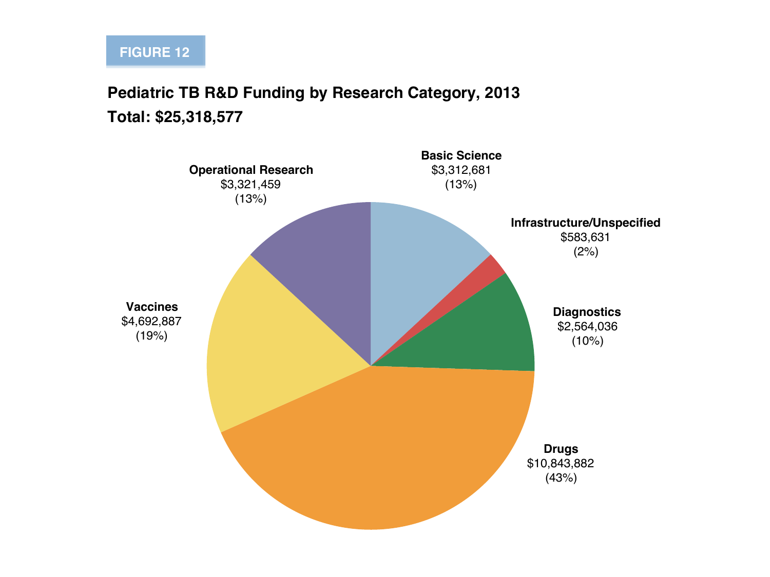FIGURE 12

**Pediatric TB R&D Funding by Research Category, 2013**

**Total: $25,318,577**

| Research Category | Funding | Percentage |
|---|---|---|
| Basic Science | $3,312,681 | (13%) |
| Infrastructure/Unspecified | $583,631 | (2%) |
| Diagnostics | $2,564,036 | (10%) |
| Drugs | $10,843,882 | (43%) |
| Vaccines | $4,692,887 | (19%) |
| Operational Research | $3,321,459 | (13%) |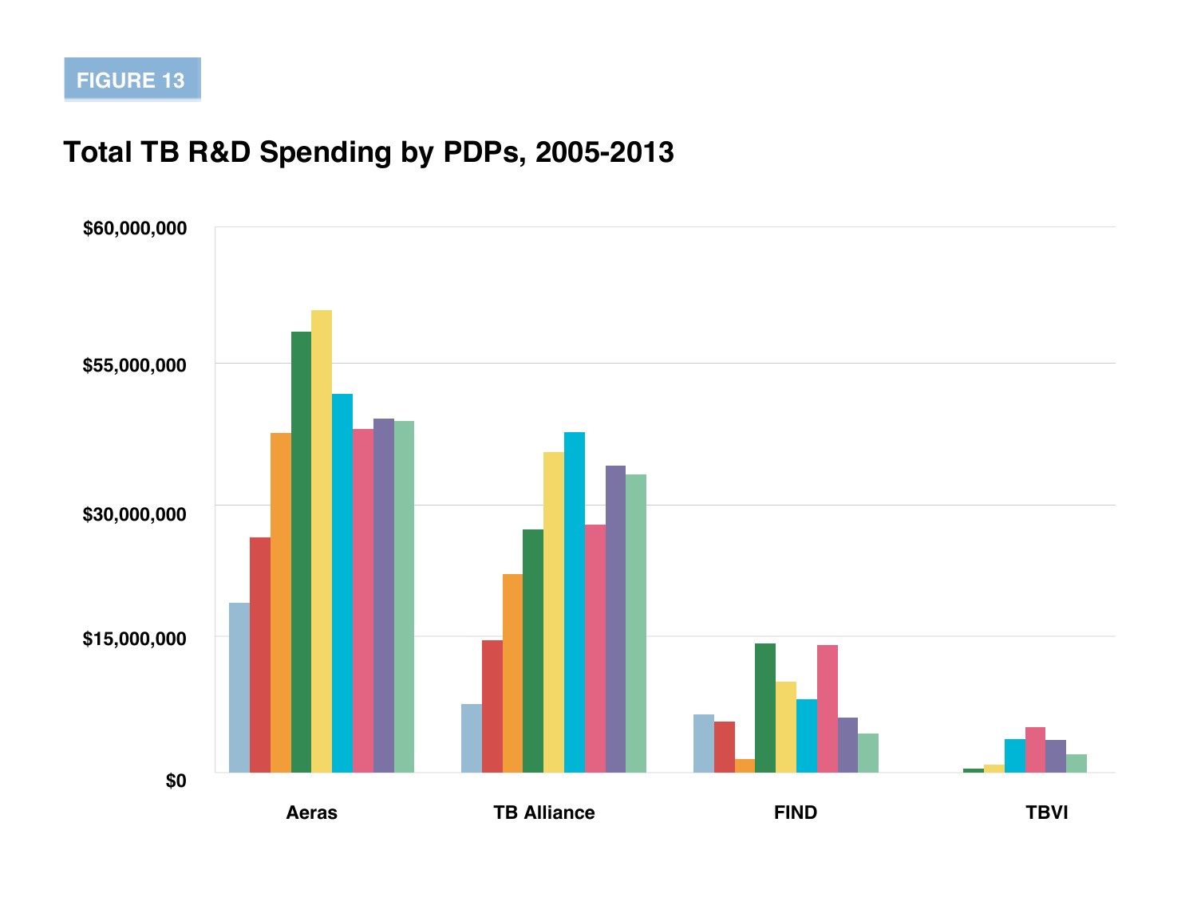FIGURE 13

## Total TB R&D Spending by PDPs, 2005-2013

$60,000,000

$55,000,000

$30,000,000

$15,000,000

$0

Aeras TB Alliance FIND TBVI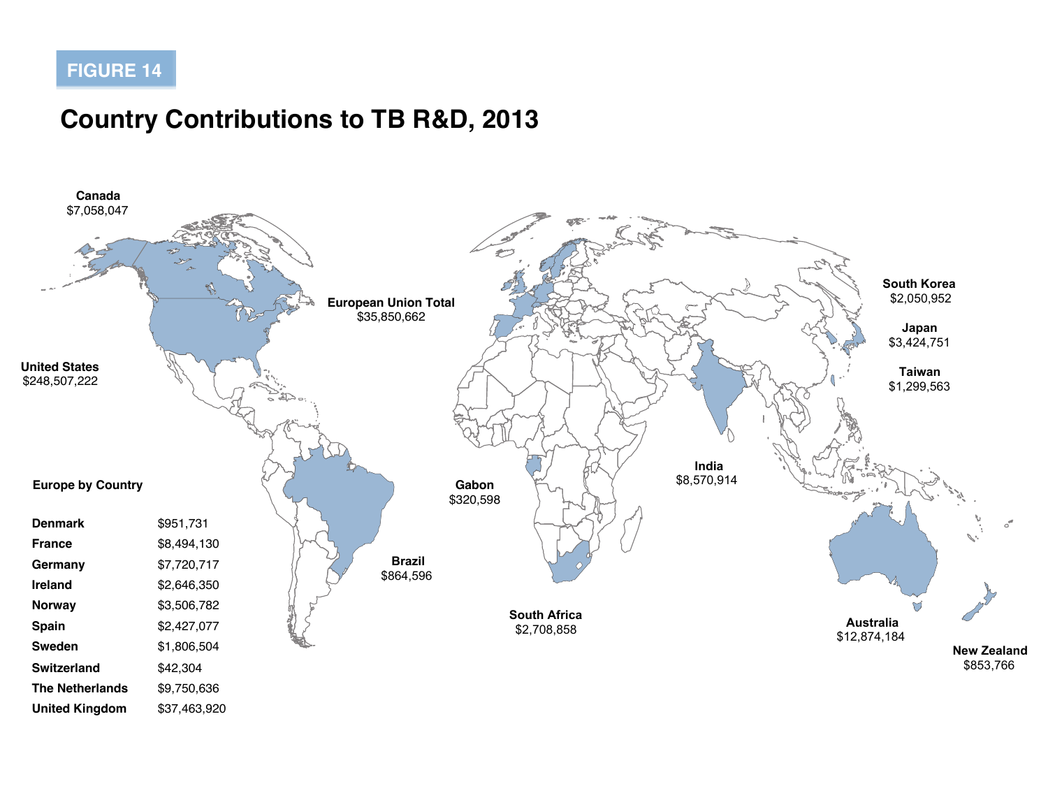FIGURE 14

## Country Contributions to TB R&D, 2013

Canada
$7,058,047

United States
$248,507,222

European Union Total
$35,850,662

South Korea
$2,050,952

Japan
$3,424,751

Taiwan
$1,299,563

India
$8,570,914

Gabon
$320,598

Brazil
$864,596

South Africa
$2,708,858

Australia
$12,874,184

New Zealand
$853,766

**Europe by Country**

| Country | Amount |
|---|---|
| Denmark | $951,731 |
| France | $8,494,130 |
| Germany | $7,720,717 |
| Ireland | $2,646,350 |
| Norway | $3,506,782 |
| Spain | $2,427,077 |
| Sweden | $1,806,504 |
| Switzerland | $42,304 |
| The Netherlands | $9,750,636 |
| United Kingdom | $37,463,920 |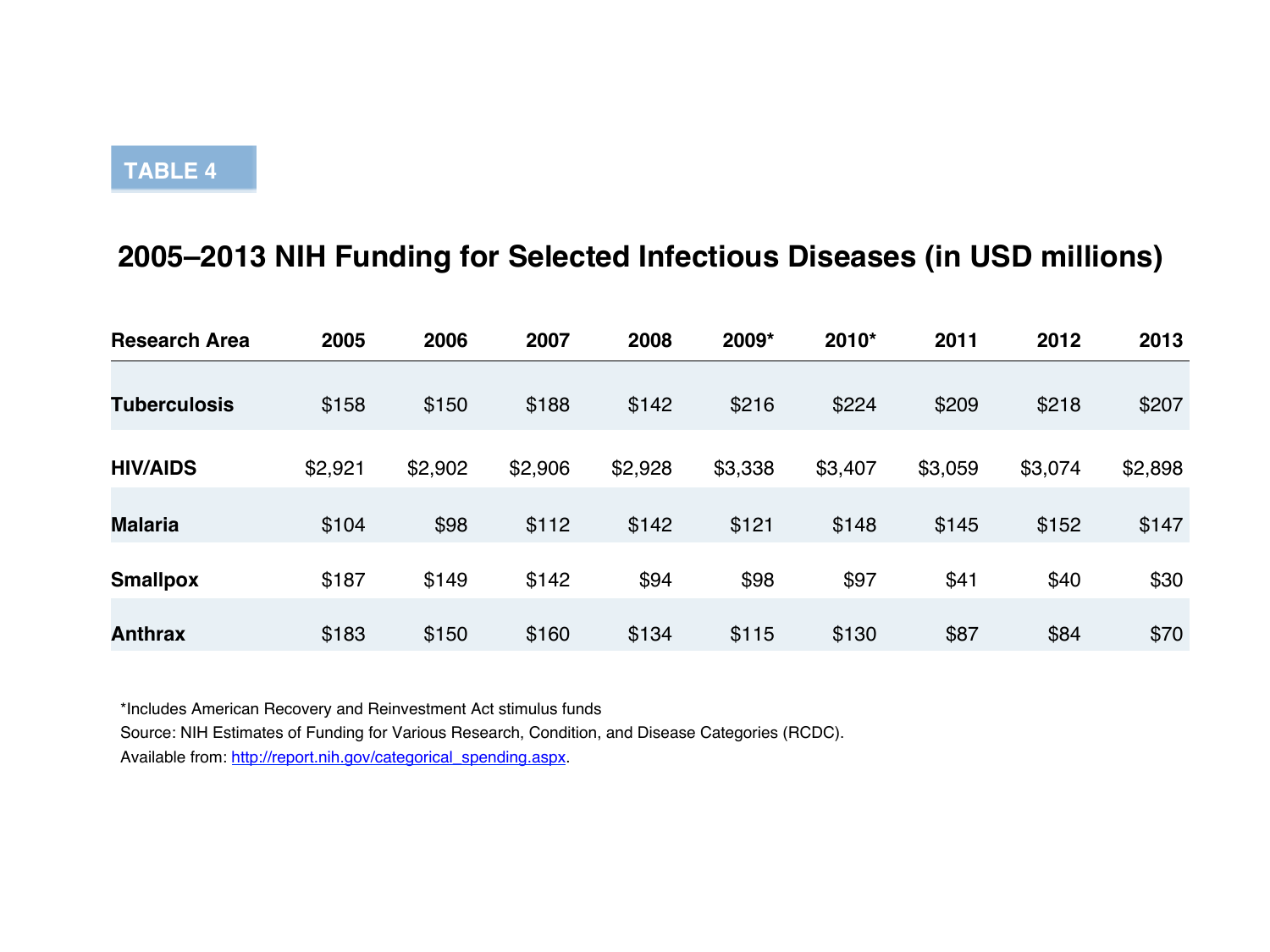**TABLE 4**

## 2005–2013 NIH Funding for Selected Infectious Diseases (in USD millions)

| Research Area | 2005 | 2006 | 2007 | 2008 | 2009* | 2010* | 2011 | 2012 | 2013 |
|---|---|---|---|---|---|---|---|---|---|
| **Tuberculosis** | $158 | $150 | $188 | $142 | $216 | $224 | $209 | $218 | $207 |
| **HIV/AIDS** | $2,921 | $2,902 | $2,906 | $2,928 | $3,338 | $3,407 | $3,059 | $3,074 | $2,898 |
| **Malaria** | $104 | $98 | $112 | $142 | $121 | $148 | $145 | $152 | $147 |
| **Smallpox** | $187 | $149 | $142 | $94 | $98 | $97 | $41 | $40 | $30 |
| **Anthrax** | $183 | $150 | $160 | $134 | $115 | $130 | $87 | $84 | $70 |

*Includes American Recovery and Reinvestment Act stimulus funds

Source: NIH Estimates of Funding for Various Research, Condition, and Disease Categories (RCDC).

Available from: http://report.nih.gov/categorical_spending.aspx.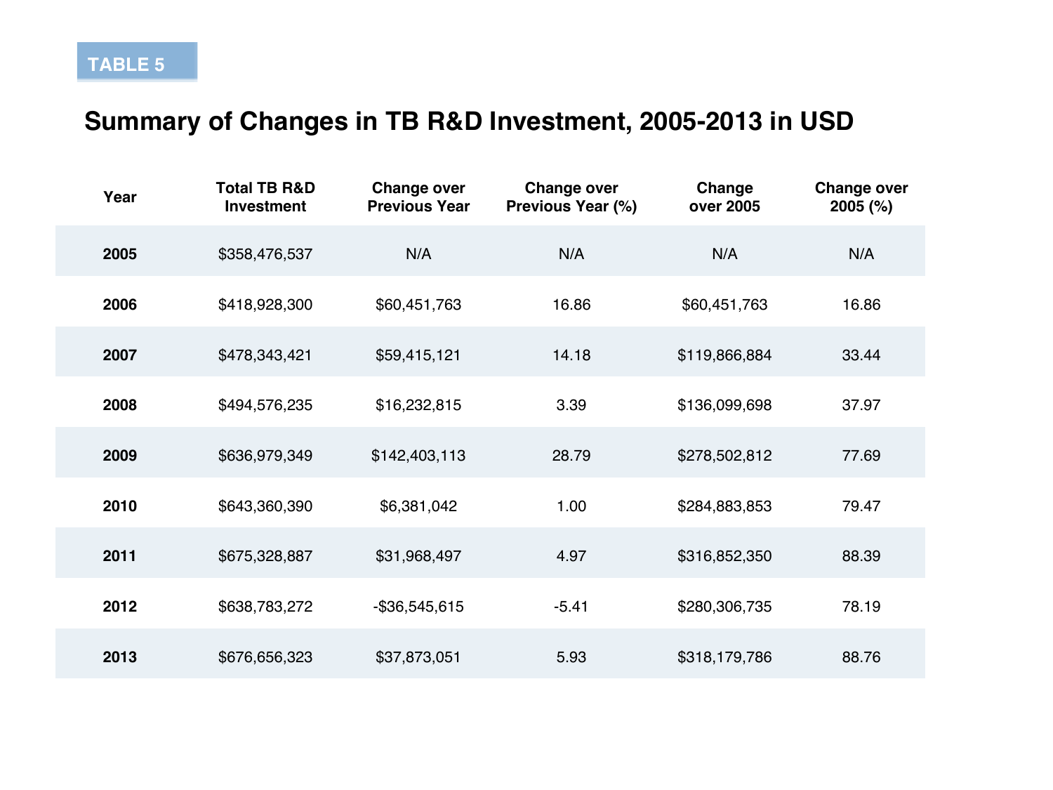TABLE 5

## Summary of Changes in TB R&D Investment, 2005-2013 in USD

| Year | Total TB R&D Investment | Change over Previous Year | Change over Previous Year (%) | Change over 2005 | Change over 2005 (%) |
|---|---|---|---|---|---|
| 2005 | $358,476,537 | N/A | N/A | N/A | N/A |
| 2006 | $418,928,300 | $60,451,763 | 16.86 | $60,451,763 | 16.86 |
| 2007 | $478,343,421 | $59,415,121 | 14.18 | $119,866,884 | 33.44 |
| 2008 | $494,576,235 | $16,232,815 | 3.39 | $136,099,698 | 37.97 |
| 2009 | $636,979,349 | $142,403,113 | 28.79 | $278,502,812 | 77.69 |
| 2010 | $643,360,390 | $6,381,042 | 1.00 | $284,883,853 | 79.47 |
| 2011 | $675,328,887 | $31,968,497 | 4.97 | $316,852,350 | 88.39 |
| 2012 | $638,783,272 | -$36,545,615 | -5.41 | $280,306,735 | 78.19 |
| 2013 | $676,656,323 | $37,873,051 | 5.93 | $318,179,786 | 88.76 |